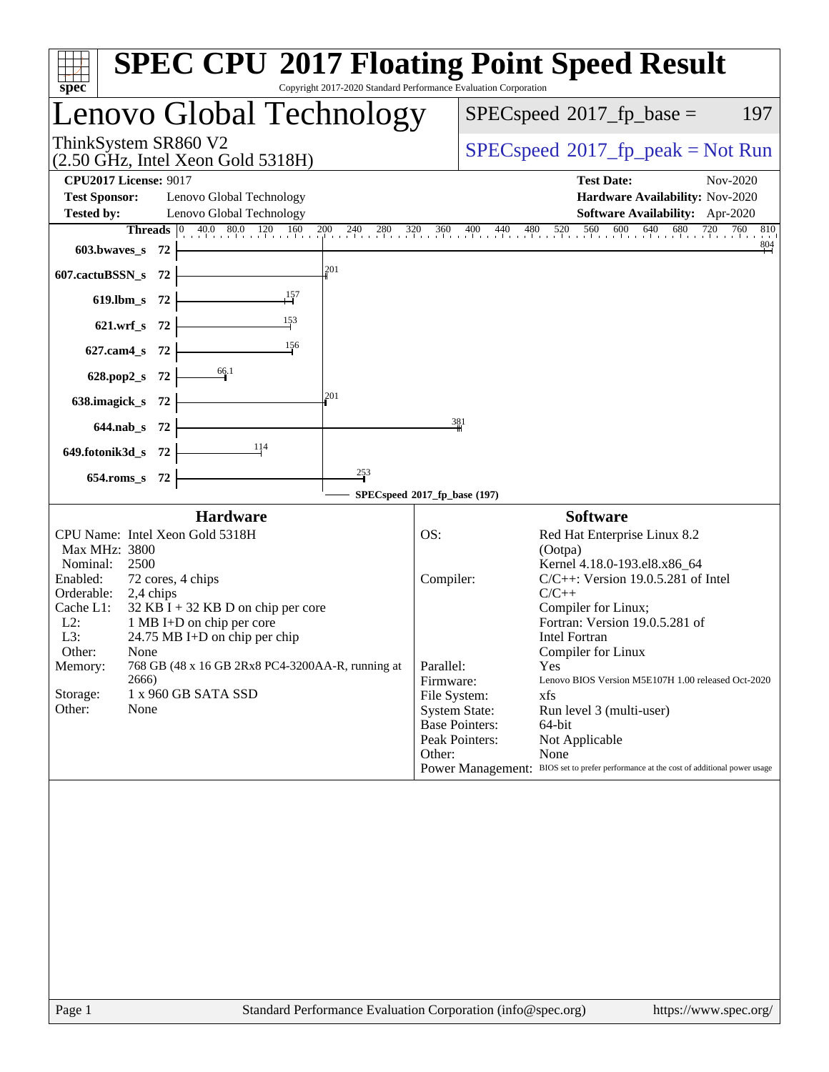# SPEC CPU 2017 Floating Point Speed Result

Copyright 2017-2020 Standard Performance Evaluation Corporation

## Lenovo Global Technology

ThinkSystem SR860 V2
(2.50 GHz, Intel Xeon Gold 5318H)

SPECspeed 2017_fp_base = 197

SPECspeed 2017_fp_peak = Not Run

**CPU2017 License:** 9017
**Test Sponsor:** Lenovo Global Technology
**Tested by:** Lenovo Global Technology

**Test Date:** Nov-2020
**Hardware Availability:** Nov-2020
**Software Availability:** Apr-2020

| Benchmark | Threads | Base |
|---|---|---|
| 603.bwaves_s | 72 | 804 |
| 607.cactuBSSN_s | 72 | 201 |
| 619.lbm_s | 72 | 157 |
| 621.wrf_s | 72 | 153 |
| 627.cam4_s | 72 | 156 |
| 628.pop2_s | 72 | 66.1 |
| 638.imagick_s | 72 | 201 |
| 644.nab_s | 72 | 381 |
| 649.fotonik3d_s | 72 | 114 |
| 654.roms_s | 72 | 253 |

SPECspeed 2017_fp_base (197)

### Hardware

| | |
|---|---|
| CPU Name: | Intel Xeon Gold 5318H |
| Max MHz: | 3800 |
| Nominal: | 2500 |
| Enabled: | 72 cores, 4 chips |
| Orderable: | 2,4 chips |
| Cache L1: | 32 KB I + 32 KB D on chip per core |
| L2: | 1 MB I+D on chip per core |
| L3: | 24.75 MB I+D on chip per chip |
| Other: | None |
| Memory: | 768 GB (48 x 16 GB 2Rx8 PC4-3200AA-R, running at 2666) |
| Storage: | 1 x 960 GB SATA SSD |
| Other: | None |

### Software

| | |
|---|---|
| OS: | Red Hat Enterprise Linux 8.2 (Ootpa) Kernel 4.18.0-193.el8.x86_64 |
| Compiler: | C/C++: Version 19.0.5.281 of Intel C/C++ Compiler for Linux; Fortran: Version 19.0.5.281 of Intel Fortran Compiler for Linux |
| Parallel: | Yes |
| Firmware: | Lenovo BIOS Version M5E107H 1.00 released Oct-2020 |
| File System: | xfs |
| System State: | Run level 3 (multi-user) |
| Base Pointers: | 64-bit |
| Peak Pointers: | Not Applicable |
| Other: | None |
| Power Management: | BIOS set to prefer performance at the cost of additional power usage |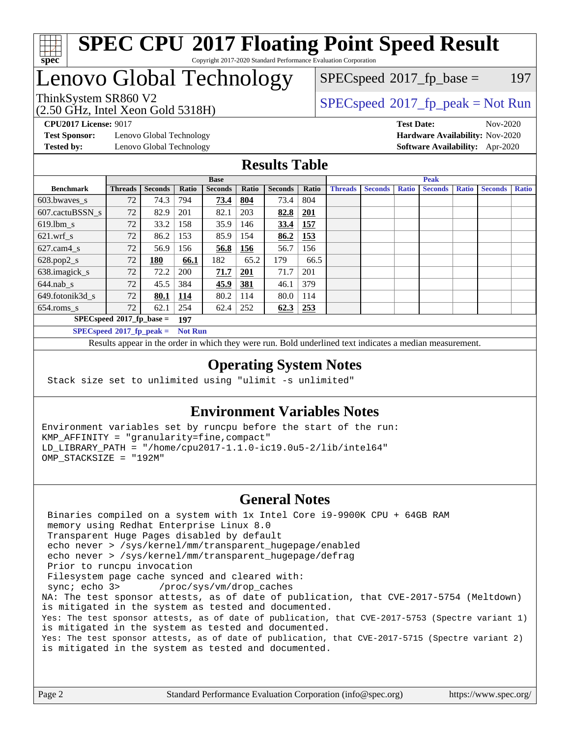# SPEC CPU 2017 Floating Point Speed Result

Copyright 2017-2020 Standard Performance Evaluation Corporation

## Lenovo Global Technology

ThinkSystem SR860 V2
(2.50 GHz, Intel Xeon Gold 5318H)

SPECspeed 2017_fp_base = 197

SPECspeed 2017_fp_peak = Not Run

**CPU2017 License:** 9017
**Test Sponsor:** Lenovo Global Technology
**Tested by:** Lenovo Global Technology

**Test Date:** Nov-2020
**Hardware Availability:** Nov-2020
**Software Availability:** Apr-2020

## Results Table

| | Base | | | | | | | Peak | | | | | | |
|---|---|---|---|---|---|---|---|---|---|---|---|---|---|---|
| **Benchmark** | **Threads** | **Seconds** | **Ratio** | **Seconds** | **Ratio** | **Seconds** | **Ratio** | **Threads** | **Seconds** | **Ratio** | **Seconds** | **Ratio** | **Seconds** | **Ratio** |
| 603.bwaves_s | 72 | 74.3 | 794 | **73.4** | **804** | 73.4 | 804 | | | | | | | |
| 607.cactuBSSN_s | 72 | 82.9 | 201 | 82.1 | 203 | **82.8** | **201** | | | | | | | |
| 619.lbm_s | 72 | 33.2 | 158 | 35.9 | 146 | **33.4** | **157** | | | | | | | |
| 621.wrf_s | 72 | 86.2 | 153 | 85.9 | 154 | **86.2** | **153** | | | | | | | |
| 627.cam4_s | 72 | 56.9 | 156 | **56.8** | **156** | 56.7 | 156 | | | | | | | |
| 628.pop2_s | 72 | **180** | **66.1** | 182 | 65.2 | 179 | 66.5 | | | | | | | |
| 638.imagick_s | 72 | 72.2 | 200 | **71.7** | **201** | 71.7 | 201 | | | | | | | |
| 644.nab_s | 72 | 45.5 | 384 | **45.9** | **381** | 46.1 | 379 | | | | | | | |
| 649.fotonik3d_s | 72 | **80.1** | **114** | 80.2 | 114 | 80.0 | 114 | | | | | | | |
| 654.roms_s | 72 | 62.1 | 254 | 62.4 | 252 | **62.3** | **253** | | | | | | | |

**SPECspeed 2017_fp_base = 197**

**SPECspeed 2017_fp_peak = Not Run**

Results appear in the order in which they were run. Bold underlined text indicates a median measurement.

## Operating System Notes

```
Stack size set to unlimited using "ulimit -s unlimited"
```

## Environment Variables Notes

```
Environment variables set by runcpu before the start of the run:
KMP_AFFINITY = "granularity=fine,compact"
LD_LIBRARY_PATH = "/home/cpu2017-1.1.0-ic19.0u5-2/lib/intel64"
OMP_STACKSIZE = "192M"
```

## General Notes

```
 Binaries compiled on a system with 1x Intel Core i9-9900K CPU + 64GB RAM
 memory using Redhat Enterprise Linux 8.0
 Transparent Huge Pages disabled by default
 echo never > /sys/kernel/mm/transparent_hugepage/enabled
 echo never > /sys/kernel/mm/transparent_hugepage/defrag
 Prior to runcpu invocation
 Filesystem page cache synced and cleared with:
 sync; echo 3>       /proc/sys/vm/drop_caches
NA: The test sponsor attests, as of date of publication, that CVE-2017-5754 (Meltdown)
is mitigated in the system as tested and documented.
Yes: The test sponsor attests, as of date of publication, that CVE-2017-5753 (Spectre variant 1)
is mitigated in the system as tested and documented.
Yes: The test sponsor attests, as of date of publication, that CVE-2017-5715 (Spectre variant 2)
is mitigated in the system as tested and documented.
```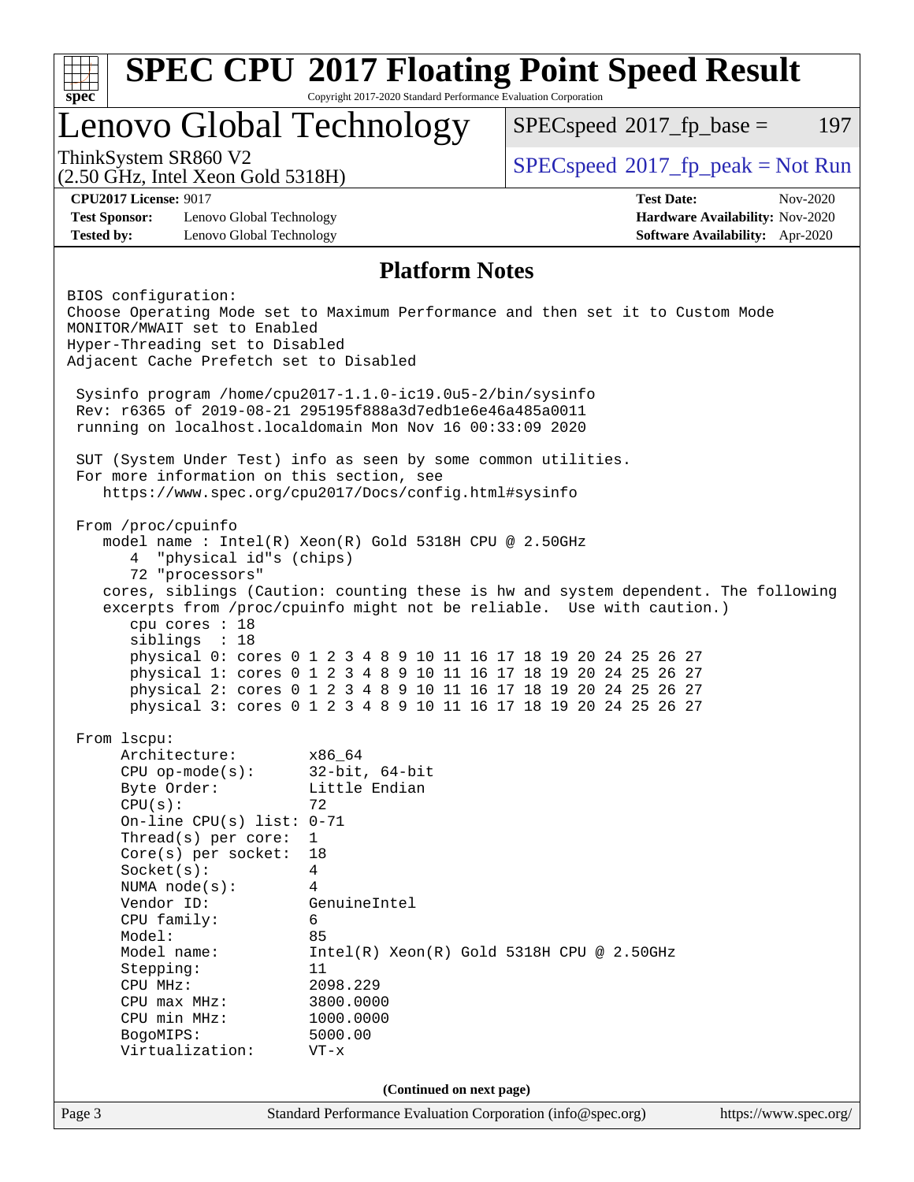# SPEC CPU 2017 Floating Point Speed Result

Copyright 2017-2020 Standard Performance Evaluation Corporation

## Lenovo Global Technology

ThinkSystem SR860 V2
(2.50 GHz, Intel Xeon Gold 5318H)

SPECspeed 2017_fp_base = 197

SPECspeed 2017_fp_peak = Not Run

**CPU2017 License:** 9017
**Test Sponsor:** Lenovo Global Technology
**Tested by:** Lenovo Global Technology

**Test Date:** Nov-2020
**Hardware Availability:** Nov-2020
**Software Availability:** Apr-2020

## Platform Notes

```
BIOS configuration:
Choose Operating Mode set to Maximum Performance and then set it to Custom Mode
MONITOR/MWAIT set to Enabled
Hyper-Threading set to Disabled
Adjacent Cache Prefetch set to Disabled

 Sysinfo program /home/cpu2017-1.1.0-ic19.0u5-2/bin/sysinfo
 Rev: r6365 of 2019-08-21 295195f888a3d7edb1e6e46a485a0011
 running on localhost.localdomain Mon Nov 16 00:33:09 2020

 SUT (System Under Test) info as seen by some common utilities.
 For more information on this section, see
    https://www.spec.org/cpu2017/Docs/config.html#sysinfo

 From /proc/cpuinfo
    model name : Intel(R) Xeon(R) Gold 5318H CPU @ 2.50GHz
       4  "physical id"s (chips)
       72 "processors"
    cores, siblings (Caution: counting these is hw and system dependent. The following
    excerpts from /proc/cpuinfo might not be reliable.  Use with caution.)
       cpu cores : 18
       siblings  : 18
       physical 0: cores 0 1 2 3 4 8 9 10 11 16 17 18 19 20 24 25 26 27
       physical 1: cores 0 1 2 3 4 8 9 10 11 16 17 18 19 20 24 25 26 27
       physical 2: cores 0 1 2 3 4 8 9 10 11 16 17 18 19 20 24 25 26 27
       physical 3: cores 0 1 2 3 4 8 9 10 11 16 17 18 19 20 24 25 26 27

 From lscpu:
      Architecture:        x86_64
      CPU op-mode(s):      32-bit, 64-bit
      Byte Order:          Little Endian
      CPU(s):              72
      On-line CPU(s) list: 0-71
      Thread(s) per core:  1
      Core(s) per socket:  18
      Socket(s):           4
      NUMA node(s):        4
      Vendor ID:           GenuineIntel
      CPU family:          6
      Model:               85
      Model name:          Intel(R) Xeon(R) Gold 5318H CPU @ 2.50GHz
      Stepping:            11
      CPU MHz:             2098.229
      CPU max MHz:         3800.0000
      CPU min MHz:         1000.0000
      BogoMIPS:            5000.00
      Virtualization:      VT-x
```

**(Continued on next page)**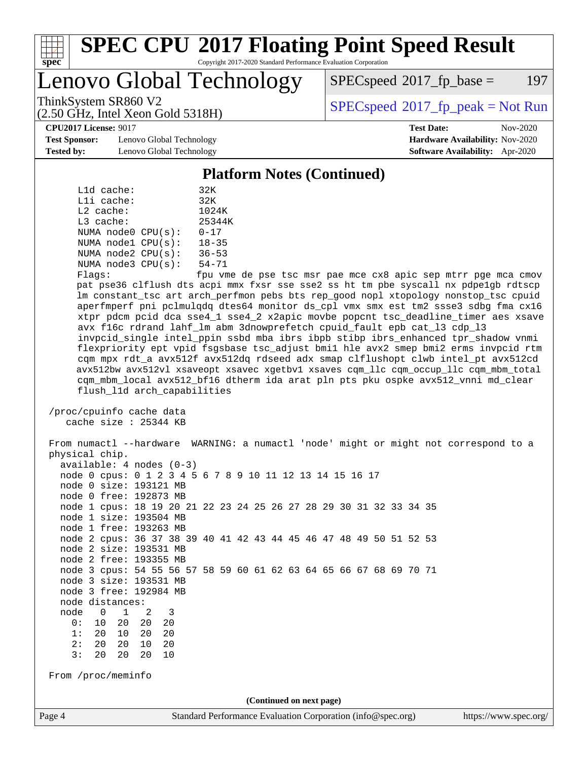# SPEC CPU 2017 Floating Point Speed Result

Copyright 2017-2020 Standard Performance Evaluation Corporation

## Lenovo Global Technology

ThinkSystem SR860 V2
(2.50 GHz, Intel Xeon Gold 5318H)

SPECspeed 2017_fp_base = 197

SPECspeed 2017_fp_peak = Not Run

**CPU2017 License:** 9017
**Test Sponsor:** Lenovo Global Technology
**Tested by:** Lenovo Global Technology

**Test Date:** Nov-2020
**Hardware Availability:** Nov-2020
**Software Availability:** Apr-2020

### Platform Notes (Continued)

```
    L1d cache:             32K
    L1i cache:             32K
    L2 cache:              1024K
    L3 cache:              25344K
    NUMA node0 CPU(s):     0-17
    NUMA node1 CPU(s):     18-35
    NUMA node2 CPU(s):     36-53
    NUMA node3 CPU(s):     54-71
    Flags:                 fpu vme de pse tsc msr pae mce cx8 apic sep mtrr pge mca cmov
    pat pse36 clflush dts acpi mmx fxsr sse sse2 ss ht tm pbe syscall nx pdpe1gb rdtscp
    lm constant_tsc art arch_perfmon pebs bts rep_good nopl xtopology nonstop_tsc cpuid
    aperfmperf pni pclmulqdq dtes64 monitor ds_cpl vmx smx est tm2 ssse3 sdbg fma cx16
    xtpr pdcm pcid dca sse4_1 sse4_2 x2apic movbe popcnt tsc_deadline_timer aes xsave
    avx f16c rdrand lahf_lm abm 3dnowprefetch cpuid_fault epb cat_l3 cdp_l3
    invpcid_single intel_ppin ssbd mba ibrs ibpb stibp ibrs_enhanced tpr_shadow vnmi
    flexpriority ept vpid fsgsbase tsc_adjust bmi1 hle avx2 smep bmi2 erms invpcid rtm
    cqm mpx rdt_a avx512f avx512dq rdseed adx smap clflushopt clwb intel_pt avx512cd
    avx512bw avx512vl xsaveopt xsavec xgetbv1 xsaves cqm_llc cqm_occup_llc cqm_mbm_total
    cqm_mbm_local avx512_bf16 dtherm ida arat pln pts pku ospke avx512_vnni md_clear
    flush_l1d arch_capabilities

 /proc/cpuinfo cache data
    cache size : 25344 KB

 From numactl --hardware  WARNING: a numactl 'node' might or might not correspond to a
 physical chip.
   available: 4 nodes (0-3)
   node 0 cpus: 0 1 2 3 4 5 6 7 8 9 10 11 12 13 14 15 16 17
   node 0 size: 193121 MB
   node 0 free: 192873 MB
   node 1 cpus: 18 19 20 21 22 23 24 25 26 27 28 29 30 31 32 33 34 35
   node 1 size: 193504 MB
   node 1 free: 193263 MB
   node 2 cpus: 36 37 38 39 40 41 42 43 44 45 46 47 48 49 50 51 52 53
   node 2 size: 193531 MB
   node 2 free: 193355 MB
   node 3 cpus: 54 55 56 57 58 59 60 61 62 63 64 65 66 67 68 69 70 71
   node 3 size: 193531 MB
   node 3 free: 192984 MB
   node distances:
   node   0   1   2   3
     0:  10  20  20  20
     1:  20  10  20  20
     2:  20  20  10  20
     3:  20  20  20  10

 From /proc/meminfo
```

(Continued on next page)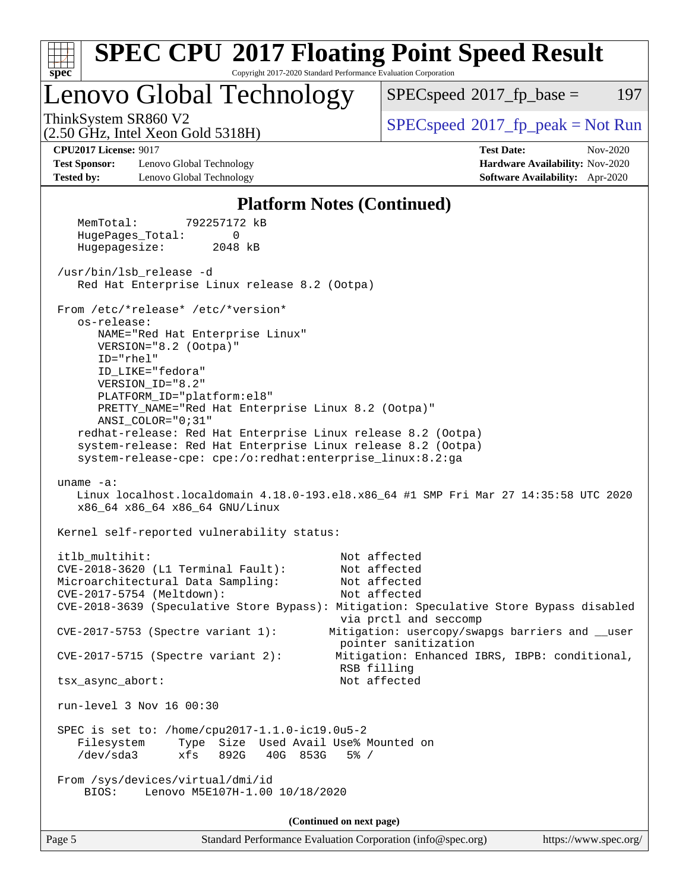# SPEC CPU 2017 Floating Point Speed Result

Copyright 2017-2020 Standard Performance Evaluation Corporation

## Lenovo Global Technology

ThinkSystem SR860 V2
(2.50 GHz, Intel Xeon Gold 5318H)

SPECspeed 2017_fp_base = 197

SPECspeed 2017_fp_peak = Not Run

**CPU2017 License:** 9017
**Test Sponsor:** Lenovo Global Technology
**Tested by:** Lenovo Global Technology

**Test Date:** Nov-2020
**Hardware Availability:** Nov-2020
**Software Availability:** Apr-2020

### Platform Notes (Continued)

```
    MemTotal:       792257172 kB
     HugePages_Total:       0
     Hugepagesize:       2048 kB

 /usr/bin/lsb_release -d
    Red Hat Enterprise Linux release 8.2 (Ootpa)

 From /etc/*release* /etc/*version*
    os-release:
       NAME="Red Hat Enterprise Linux"
       VERSION="8.2 (Ootpa)"
       ID="rhel"
       ID_LIKE="fedora"
       VERSION_ID="8.2"
       PLATFORM_ID="platform:el8"
       PRETTY_NAME="Red Hat Enterprise Linux 8.2 (Ootpa)"
       ANSI_COLOR="0;31"
    redhat-release: Red Hat Enterprise Linux release 8.2 (Ootpa)
    system-release: Red Hat Enterprise Linux release 8.2 (Ootpa)
    system-release-cpe: cpe:/o:redhat:enterprise_linux:8.2:ga

 uname -a:
    Linux localhost.localdomain 4.18.0-193.el8.x86_64 #1 SMP Fri Mar 27 14:35:58 UTC 2020
    x86_64 x86_64 x86_64 GNU/Linux

 Kernel self-reported vulnerability status:

 itlb_multihit:                                 Not affected
 CVE-2018-3620 (L1 Terminal Fault):             Not affected
 Microarchitectural Data Sampling:              Not affected
 CVE-2017-5754 (Meltdown):                      Not affected
 CVE-2018-3639 (Speculative Store Bypass): Mitigation: Speculative Store Bypass disabled
                                                via prctl and seccomp
 CVE-2017-5753 (Spectre variant 1):            Mitigation: usercopy/swapgs barriers and __user
                                                pointer sanitization
 CVE-2017-5715 (Spectre variant 2):             Mitigation: Enhanced IBRS, IBPB: conditional,
                                                RSB filling
 tsx_async_abort:                               Not affected

 run-level 3 Nov 16 00:30

 SPEC is set to: /home/cpu2017-1.1.0-ic19.0u5-2
    Filesystem     Type  Size  Used Avail Use% Mounted on
    /dev/sda3      xfs   892G   40G  853G   5% /

 From /sys/devices/virtual/dmi/id
     BIOS:    Lenovo M5E107H-1.00 10/18/2020
```

(Continued on next page)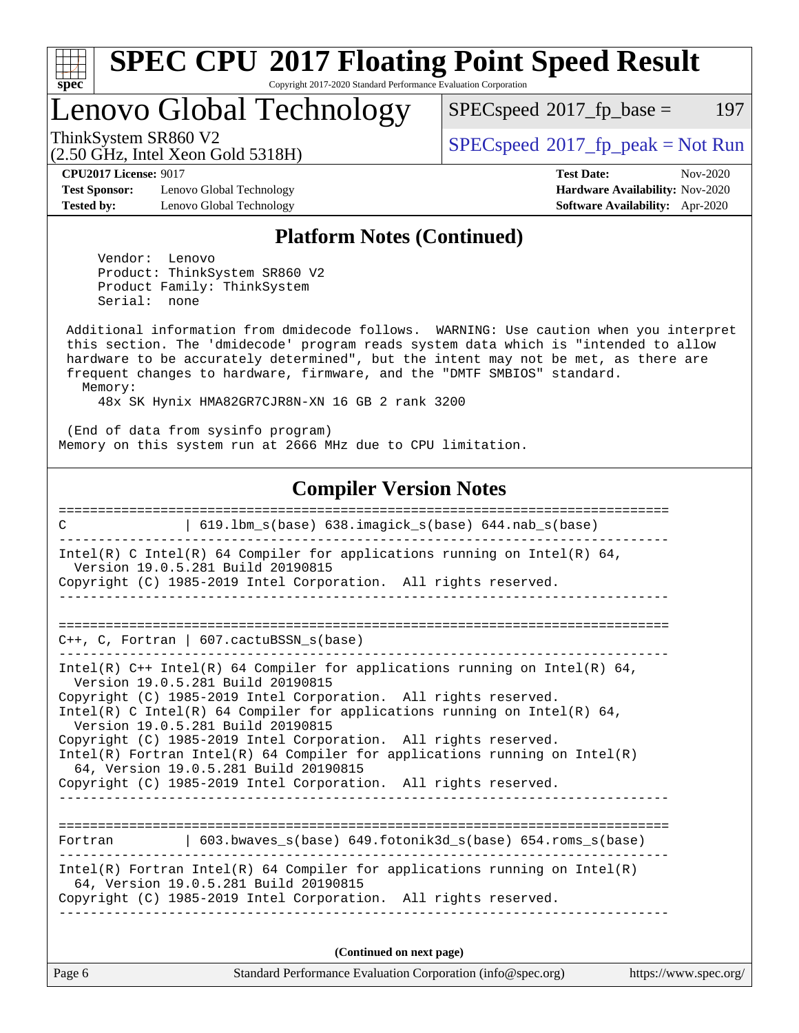## Platform Notes (Continued)

```
    Vendor:  Lenovo
    Product: ThinkSystem SR860 V2
    Product Family: ThinkSystem
    Serial:  none

 Additional information from dmidecode follows.  WARNING: Use caution when you interpret
 this section. The 'dmidecode' program reads system data which is "intended to allow
 hardware to be accurately determined", but the intent may not be met, as there are
 frequent changes to hardware, firmware, and the "DMTF SMBIOS" standard.
   Memory:
     48x SK Hynix HMA82GR7CJR8N-XN 16 GB 2 rank 3200

 (End of data from sysinfo program)
Memory on this system run at 2666 MHz due to CPU limitation.
```

## Compiler Version Notes

```
==============================================================================
C               | 619.lbm_s(base) 638.imagick_s(base) 644.nab_s(base)
------------------------------------------------------------------------------
Intel(R) C Intel(R) 64 Compiler for applications running on Intel(R) 64,
  Version 19.0.5.281 Build 20190815
Copyright (C) 1985-2019 Intel Corporation.  All rights reserved.
------------------------------------------------------------------------------

==============================================================================
C++, C, Fortran | 607.cactuBSSN_s(base)
------------------------------------------------------------------------------
Intel(R) C++ Intel(R) 64 Compiler for applications running on Intel(R) 64,
  Version 19.0.5.281 Build 20190815
Copyright (C) 1985-2019 Intel Corporation.  All rights reserved.
Intel(R) C Intel(R) 64 Compiler for applications running on Intel(R) 64,
  Version 19.0.5.281 Build 20190815
Copyright (C) 1985-2019 Intel Corporation.  All rights reserved.
Intel(R) Fortran Intel(R) 64 Compiler for applications running on Intel(R)
  64, Version 19.0.5.281 Build 20190815
Copyright (C) 1985-2019 Intel Corporation.  All rights reserved.
------------------------------------------------------------------------------

==============================================================================
Fortran         | 603.bwaves_s(base) 649.fotonik3d_s(base) 654.roms_s(base)
------------------------------------------------------------------------------
Intel(R) Fortran Intel(R) 64 Compiler for applications running on Intel(R)
  64, Version 19.0.5.281 Build 20190815
Copyright (C) 1985-2019 Intel Corporation.  All rights reserved.
------------------------------------------------------------------------------
```

**(Continued on next page)**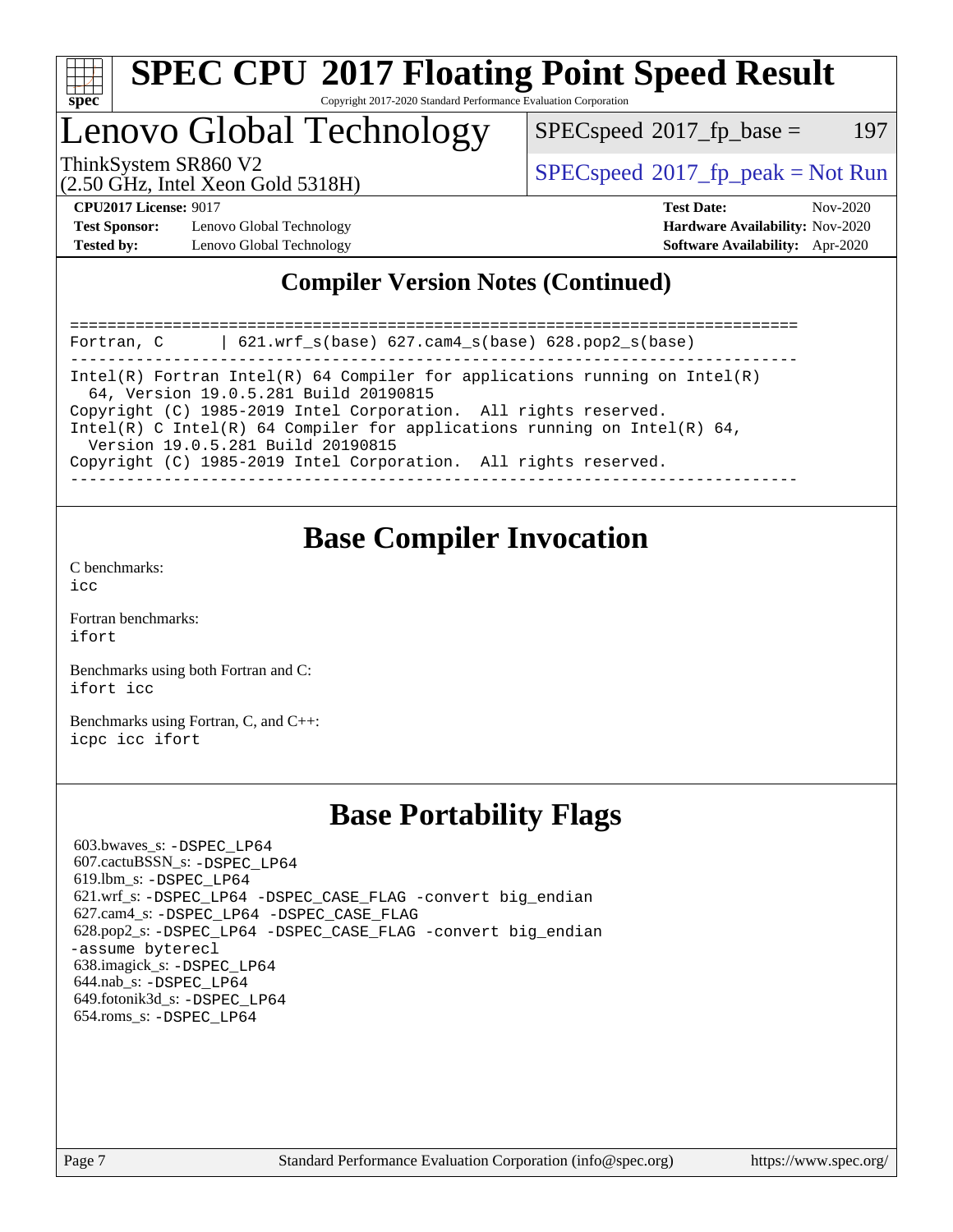## Compiler Version Notes (Continued)

```
==============================================================================
Fortran, C      | 621.wrf_s(base) 627.cam4_s(base) 628.pop2_s(base)
------------------------------------------------------------------------------
Intel(R) Fortran Intel(R) 64 Compiler for applications running on Intel(R)
  64, Version 19.0.5.281 Build 20190815
Copyright (C) 1985-2019 Intel Corporation.  All rights reserved.
Intel(R) C Intel(R) 64 Compiler for applications running on Intel(R) 64,
  Version 19.0.5.281 Build 20190815
Copyright (C) 1985-2019 Intel Corporation.  All rights reserved.
------------------------------------------------------------------------------
```

## Base Compiler Invocation

C benchmarks:
`icc`

Fortran benchmarks:
`ifort`

Benchmarks using both Fortran and C:
`ifort icc`

Benchmarks using Fortran, C, and C++:
`icpc icc ifort`

## Base Portability Flags

603.bwaves_s: `-DSPEC_LP64`
607.cactuBSSN_s: `-DSPEC_LP64`
619.lbm_s: `-DSPEC_LP64`
621.wrf_s: `-DSPEC_LP64 -DSPEC_CASE_FLAG -convert big_endian`
627.cam4_s: `-DSPEC_LP64 -DSPEC_CASE_FLAG`
628.pop2_s: `-DSPEC_LP64 -DSPEC_CASE_FLAG -convert big_endian -assume byterecl`
638.imagick_s: `-DSPEC_LP64`
644.nab_s: `-DSPEC_LP64`
649.fotonik3d_s: `-DSPEC_LP64`
654.roms_s: `-DSPEC_LP64`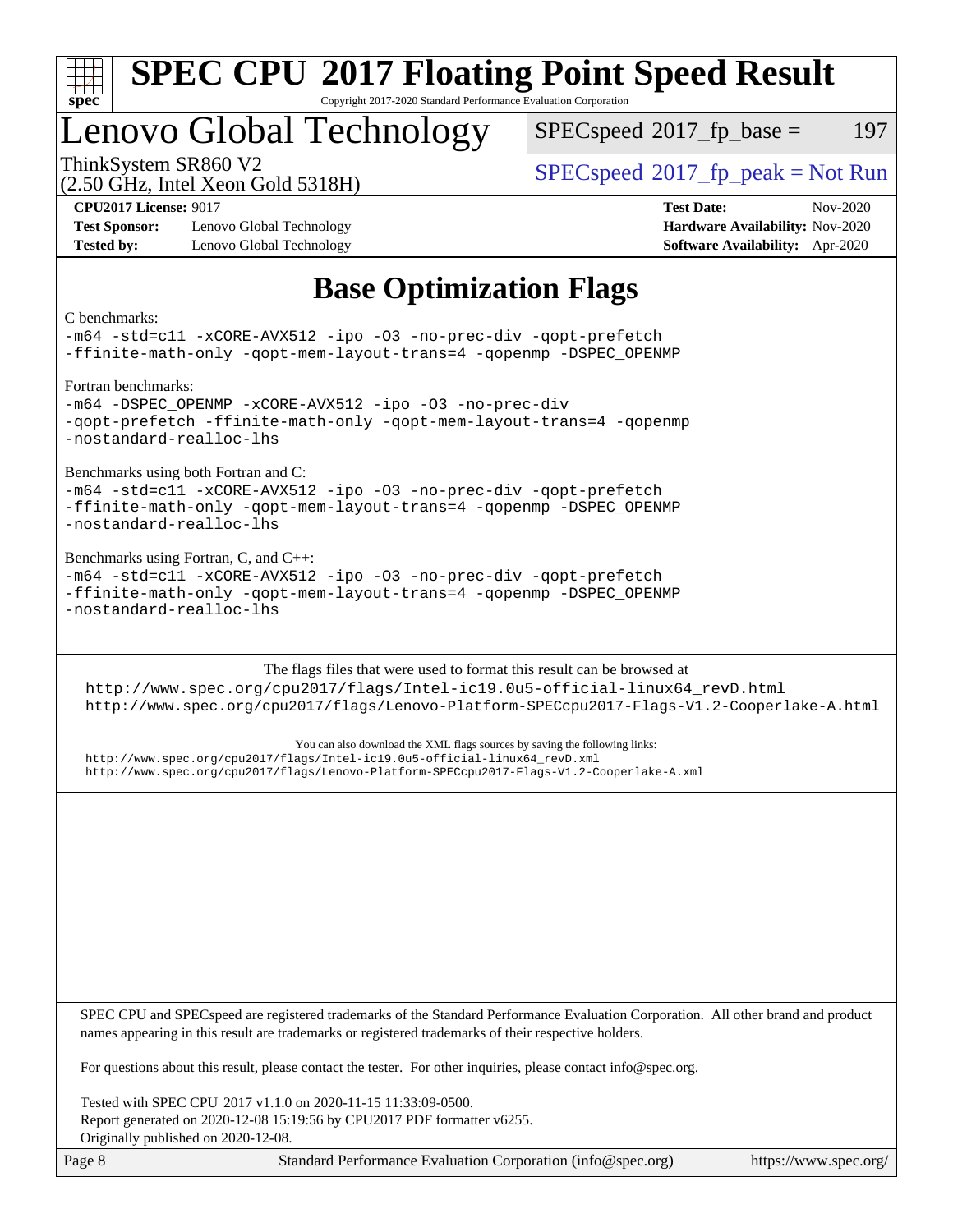# SPEC CPU 2017 Floating Point Speed Result

Copyright 2017-2020 Standard Performance Evaluation Corporation

## Lenovo Global Technology

ThinkSystem SR860 V2
(2.50 GHz, Intel Xeon Gold 5318H)

SPECspeed 2017_fp_base = 197

SPECspeed 2017_fp_peak = Not Run

**CPU2017 License:** 9017
**Test Sponsor:** Lenovo Global Technology
**Tested by:** Lenovo Global Technology

**Test Date:** Nov-2020
**Hardware Availability:** Nov-2020
**Software Availability:** Apr-2020

## Base Optimization Flags

C benchmarks:

```
-m64 -std=c11 -xCORE-AVX512 -ipo -O3 -no-prec-div -qopt-prefetch
-ffinite-math-only -qopt-mem-layout-trans=4 -qopenmp -DSPEC_OPENMP
```

Fortran benchmarks:

```
-m64 -DSPEC_OPENMP -xCORE-AVX512 -ipo -O3 -no-prec-div
-qopt-prefetch -ffinite-math-only -qopt-mem-layout-trans=4 -qopenmp
-nostandard-realloc-lhs
```

Benchmarks using both Fortran and C:

```
-m64 -std=c11 -xCORE-AVX512 -ipo -O3 -no-prec-div -qopt-prefetch
-ffinite-math-only -qopt-mem-layout-trans=4 -qopenmp -DSPEC_OPENMP
-nostandard-realloc-lhs
```

Benchmarks using Fortran, C, and C++:

```
-m64 -std=c11 -xCORE-AVX512 -ipo -O3 -no-prec-div -qopt-prefetch
-ffinite-math-only -qopt-mem-layout-trans=4 -qopenmp -DSPEC_OPENMP
-nostandard-realloc-lhs
```

The flags files that were used to format this result can be browsed at
http://www.spec.org/cpu2017/flags/Intel-ic19.0u5-official-linux64_revD.html
http://www.spec.org/cpu2017/flags/Lenovo-Platform-SPECcpu2017-Flags-V1.2-Cooperlake-A.html

You can also download the XML flags sources by saving the following links:
http://www.spec.org/cpu2017/flags/Intel-ic19.0u5-official-linux64_revD.xml
http://www.spec.org/cpu2017/flags/Lenovo-Platform-SPECcpu2017-Flags-V1.2-Cooperlake-A.xml

SPEC CPU and SPECspeed are registered trademarks of the Standard Performance Evaluation Corporation. All other brand and product names appearing in this result are trademarks or registered trademarks of their respective holders.

For questions about this result, please contact the tester. For other inquiries, please contact info@spec.org.

Tested with SPEC CPU 2017 v1.1.0 on 2020-11-15 11:33:09-0500.
Report generated on 2020-12-08 15:19:56 by CPU2017 PDF formatter v6255.
Originally published on 2020-12-08.